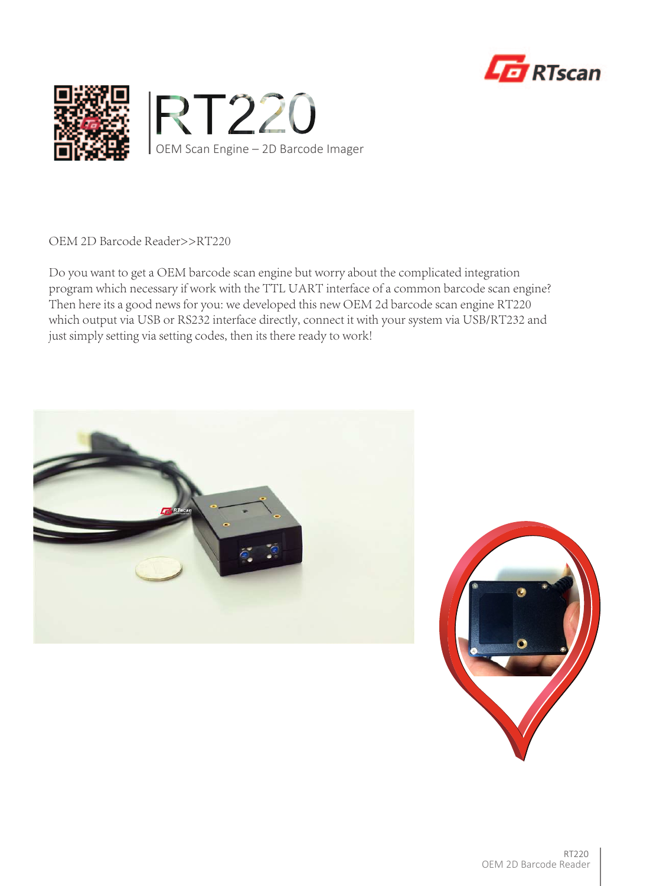# RT220

OEM Scan Engine – 2D Barcode Imager

OEM 2D Barcode Reader>>RT220

Do you want to get a OEM barcode scan engine but worry about the complicated integration program which necessary if work with the TTL UART interface of a common barcode scan engine? Then here its a good news for you: we developed this new OEM 2d barcode scan engine RT220 which output via USB or RS232 interface directly, connect it with your system via USB/RT232 and just simply setting via setting codes, then its there ready to work!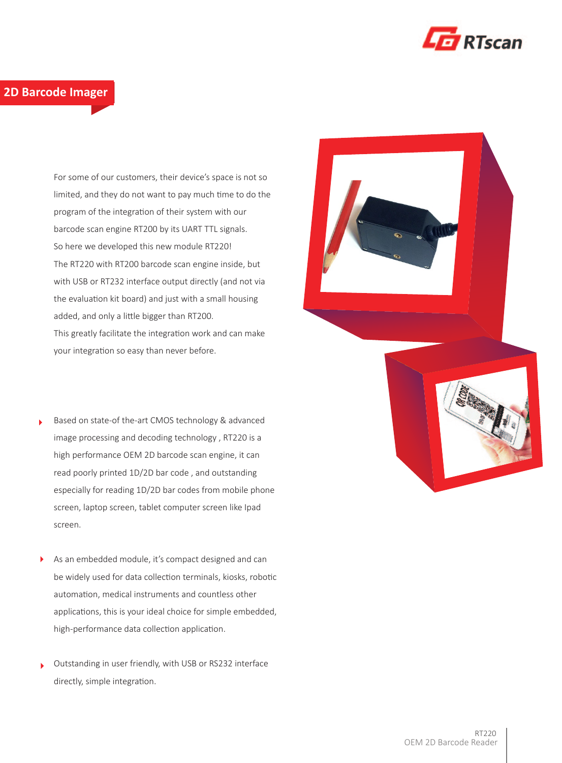## 2D Barcode Imager

For some of our customers, their device's space is not so limited, and they do not want to pay much time to do the program of the integration of their system with our barcode scan engine RT200 by its UART TTL signals. So here we developed this new module RT220!
The RT220 with RT200 barcode scan engine inside, but with USB or RT232 interface output directly (and not via the evaluation kit board) and just with a small housing added, and only a little bigger than RT200.
This greatly facilitate the integration work and can make your integration so easy than never before.

- Based on state-of the-art CMOS technology & advanced image processing and decoding technology , RT220 is a high performance OEM 2D barcode scan engine, it can read poorly printed 1D/2D bar code , and outstanding especially for reading 1D/2D bar codes from mobile phone screen, laptop screen, tablet computer screen like Ipad screen.

- As an embedded module, it's compact designed and can be widely used for data collection terminals, kiosks, robotic automation, medical instruments and countless other applications, this is your ideal choice for simple embedded, high-performance data collection application.

- Outstanding in user friendly, with USB or RS232 interface directly, simple integration.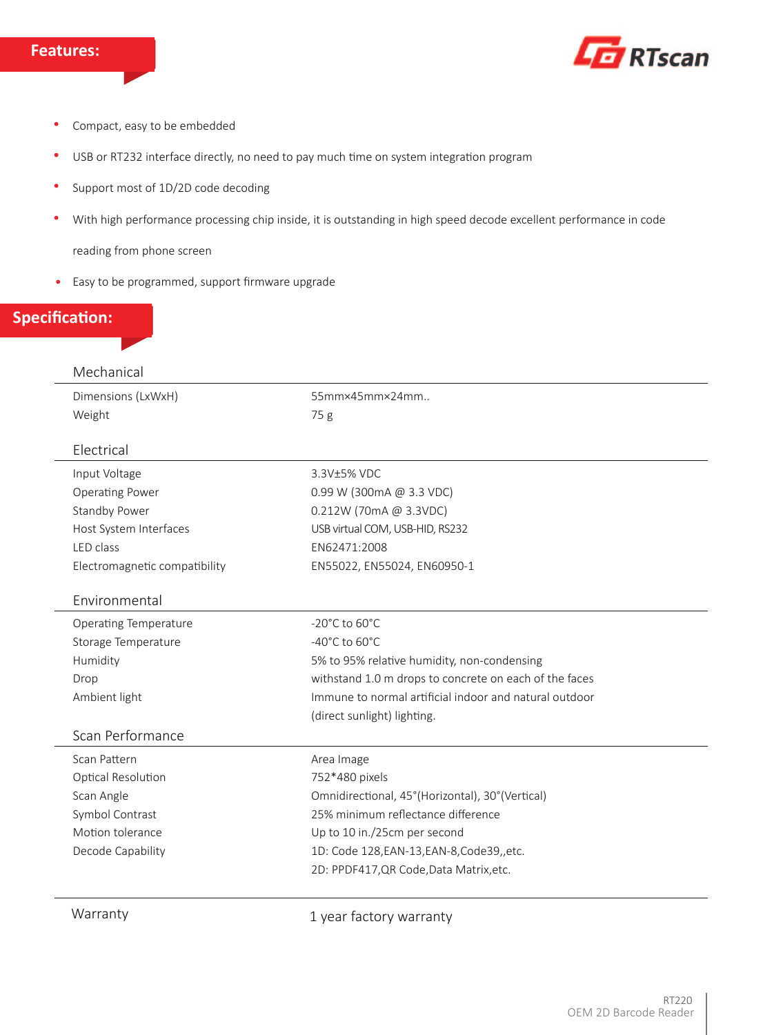## Features:

- Compact, easy to be embedded
- USB or RT232 interface directly, no need to pay much time on system integration program
- Support most of 1D/2D code decoding
- With high performance processing chip inside, it is outstanding in high speed decode excellent performance in code reading from phone screen
- Easy to be programmed, support firmware upgrade

## Specification:

### Mechanical

| | |
|---|---|
| Dimensions (LxWxH) | 55mm×45mm×24mm.. |
| Weight | 75 g |

### Electrical

| | |
|---|---|
| Input Voltage | 3.3V±5% VDC |
| Operating Power | 0.99 W (300mA @ 3.3 VDC) |
| Standby Power | 0.212W (70mA @ 3.3VDC) |
| Host System Interfaces | USB virtual COM, USB-HID, RS232 |
| LED class | EN62471:2008 |
| Electromagnetic compatibility | EN55022, EN55024, EN60950-1 |

### Environmental

| | |
|---|---|
| Operating Temperature | -20°C to 60°C |
| Storage Temperature | -40°C to 60°C |
| Humidity | 5% to 95% relative humidity, non-condensing |
| Drop | withstand 1.0 m drops to concrete on each of the faces |
| Ambient light | Immune to normal artificial indoor and natural outdoor (direct sunlight) lighting. |

### Scan Performance

| | |
|---|---|
| Scan Pattern | Area Image |
| Optical Resolution | 752*480 pixels |
| Scan Angle | Omnidirectional, 45°(Horizontal), 30°(Vertical) |
| Symbol Contrast | 25% minimum reflectance difference |
| Motion tolerance | Up to 10 in./25cm per second |
| Decode Capability | 1D: Code 128,EAN-13,EAN-8,Code39,,etc.<br>2D: PPDF417,QR Code,Data Matrix,etc. |

| | |
|---|---|
| Warranty | 1 year factory warranty |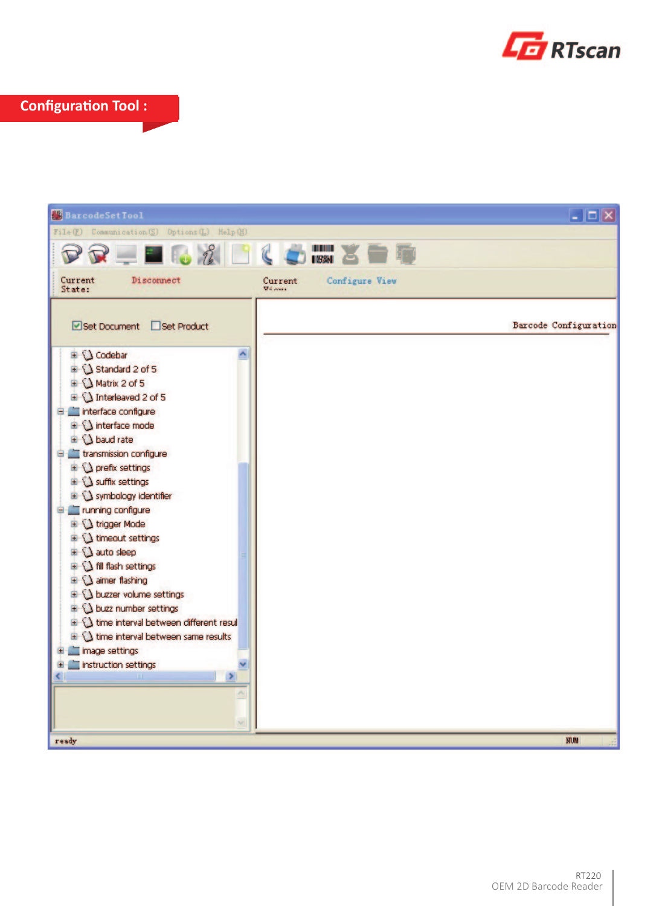## Configuration Tool :

BarcodeSetTool

File(F) Communication(S) Options(L) Help(H)

Current State: Disconnect

Current View: Configure View

Set Document  Set Product

- Codebar
- Standard 2 of 5
- Matrix 2 of 5
- Interleaved 2 of 5
- interface configure
  - interface mode
  - baud rate
- transmission configure
  - prefix settings
  - suffix settings
  - symbology identifier
- running configure
  - trigger Mode
  - timeout settings
  - auto sleep
  - fill flash settings
  - aimer flashing
  - buzzer volume settings
  - buzz number settings
  - time interval between different resul
  - time interval between same results
- image settings
- instruction settings

Barcode Configuration

ready NUM